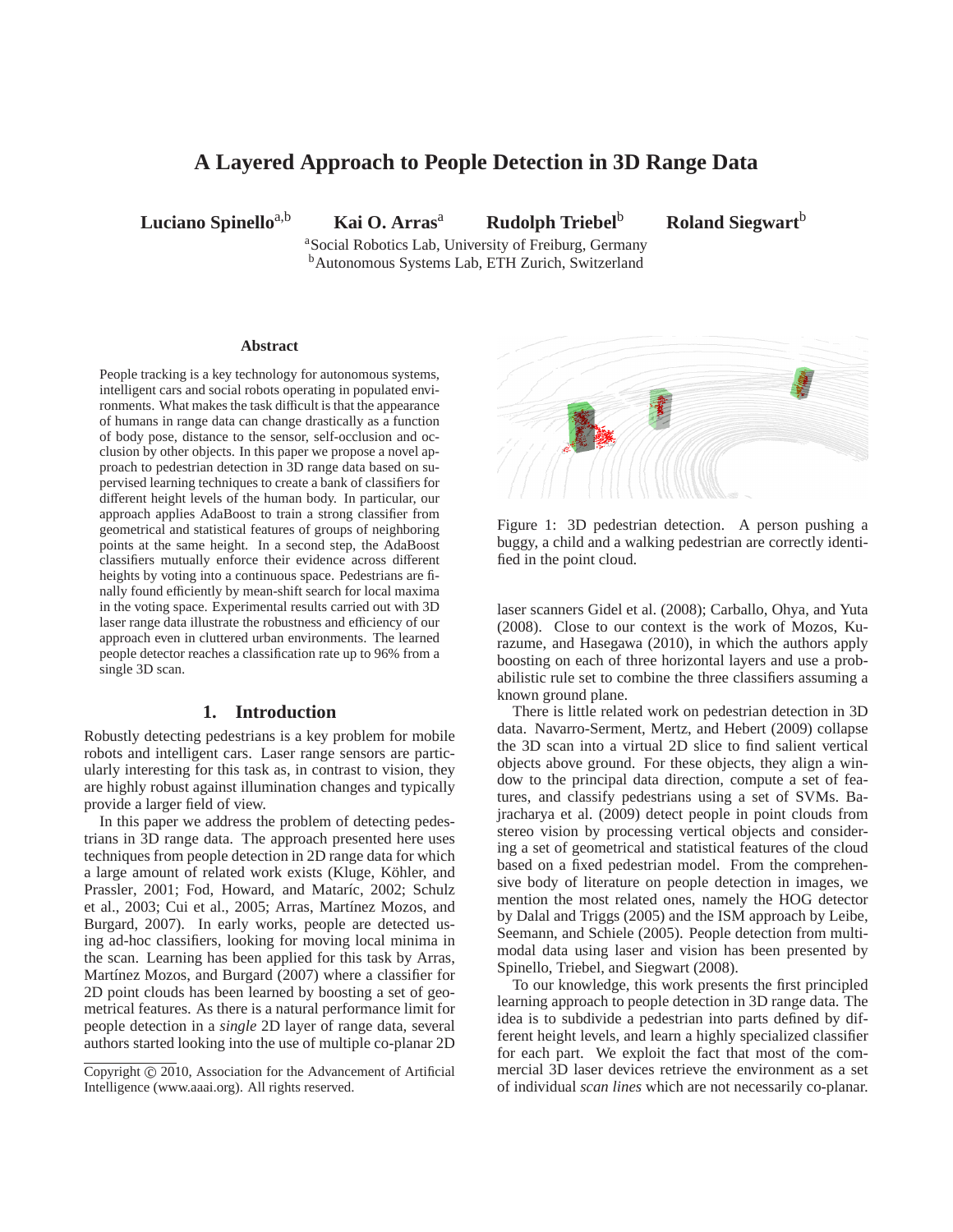# A Layered Approach to People Detection in 3D Range Data

**Luciano Spinello**[a,b] **Kai O. Arras**[a] **Rudolph Triebel**[b] **Roland Siegwart**[b]

[a]Social Robotics Lab, University of Freiburg, Germany
[b]Autonomous Systems Lab, ETH Zurich, Switzerland

### Abstract

People tracking is a key technology for autonomous systems, intelligent cars and social robots operating in populated environments. What makes the task difficult is that the appearance of humans in range data can change drastically as a function of body pose, distance to the sensor, self-occlusion and occlusion by other objects. In this paper we propose a novel approach to pedestrian detection in 3D range data based on supervised learning techniques to create a bank of classifiers for different height levels of the human body. In particular, our approach applies AdaBoost to train a strong classifier from geometrical and statistical features of groups of neighboring points at the same height. In a second step, the AdaBoost classifiers mutually enforce their evidence across different heights by voting into a continuous space. Pedestrians are finally found efficiently by mean-shift search for local maxima in the voting space. Experimental results carried out with 3D laser range data illustrate the robustness and efficiency of our approach even in cluttered urban environments. The learned people detector reaches a classification rate up to 96% from a single 3D scan.

## 1. Introduction

Robustly detecting pedestrians is a key problem for mobile robots and intelligent cars. Laser range sensors are particularly interesting for this task as, in contrast to vision, they are highly robust against illumination changes and typically provide a larger field of view.

In this paper we address the problem of detecting pedestrians in 3D range data. The approach presented here uses techniques from people detection in 2D range data for which a large amount of related work exists (Kluge, Köhler, and Prassler, 2001; Fod, Howard, and Mataríc, 2002; Schulz et al., 2003; Cui et al., 2005; Arras, Martínez Mozos, and Burgard, 2007). In early works, people are detected using ad-hoc classifiers, looking for moving local minima in the scan. Learning has been applied for this task by Arras, Martínez Mozos, and Burgard (2007) where a classifier for 2D point clouds has been learned by boosting a set of geometrical features. As there is a natural performance limit for people detection in a *single* 2D layer of range data, several authors started looking into the use of multiple co-planar 2D laser scanners Gidel et al. (2008); Carballo, Ohya, and Yuta (2008). Close to our context is the work of Mozos, Kurazume, and Hasegawa (2010), in which the authors apply boosting on each of three horizontal layers and use a probabilistic rule set to combine the three classifiers assuming a known ground plane.

Figure 1: 3D pedestrian detection. A person pushing a buggy, a child and a walking pedestrian are correctly identified in the point cloud.

There is little related work on pedestrian detection in 3D data. Navarro-Serment, Mertz, and Hebert (2009) collapse the 3D scan into a virtual 2D slice to find salient vertical objects above ground. For these objects, they align a window to the principal data direction, compute a set of features, and classify pedestrians using a set of SVMs. Bajracharya et al. (2009) detect people in point clouds from stereo vision by processing vertical objects and considering a set of geometrical and statistical features of the cloud based on a fixed pedestrian model. From the comprehensive body of literature on people detection in images, we mention the most related ones, namely the HOG detector by Dalal and Triggs (2005) and the ISM approach by Leibe, Seemann, and Schiele (2005). People detection from multimodal data using laser and vision has been presented by Spinello, Triebel, and Siegwart (2008).

To our knowledge, this work presents the first principled learning approach to people detection in 3D range data. The idea is to subdivide a pedestrian into parts defined by different height levels, and learn a highly specialized classifier for each part. We exploit the fact that most of the commercial 3D laser devices retrieve the environment as a set of individual *scan lines* which are not necessarily co-planar.

Copyright © 2010, Association for the Advancement of Artificial Intelligence (www.aaai.org). All rights reserved.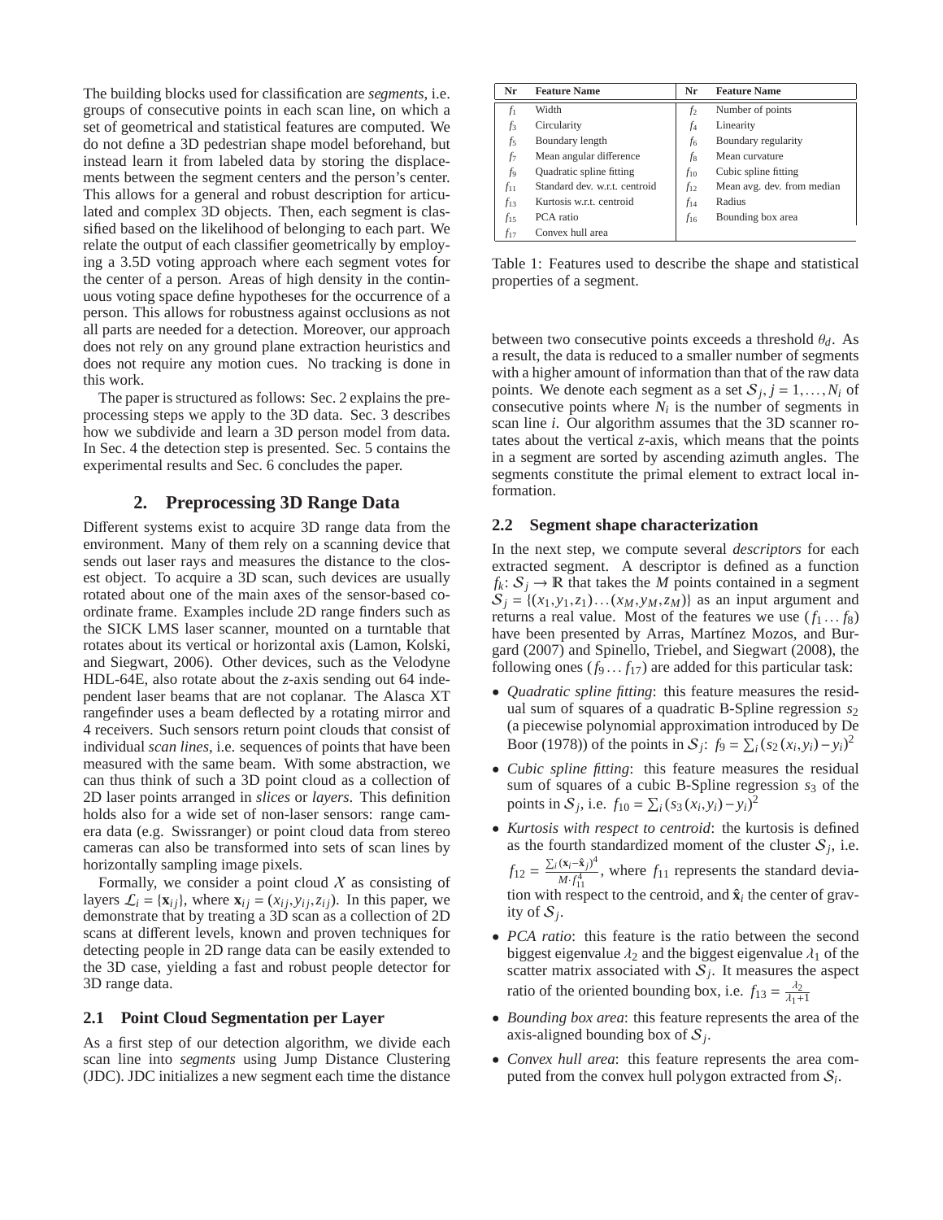The building blocks used for classification are *segments*, i.e. groups of consecutive points in each scan line, on which a set of geometrical and statistical features are computed. We do not define a 3D pedestrian shape model beforehand, but instead learn it from labeled data by storing the displacements between the segment centers and the person's center. This allows for a general and robust description for articulated and complex 3D objects. Then, each segment is classified based on the likelihood of belonging to each part. We relate the output of each classifier geometrically by employing a 3.5D voting approach where each segment votes for the center of a person. Areas of high density in the continuous voting space define hypotheses for the occurrence of a person. This allows for robustness against occlusions as not all parts are needed for a detection. Moreover, our approach does not rely on any ground plane extraction heuristics and does not require any motion cues. No tracking is done in this work.

The paper is structured as follows: Sec. 2 explains the preprocessing steps we apply to the 3D data. Sec. 3 describes how we subdivide and learn a 3D person model from data. In Sec. 4 the detection step is presented. Sec. 5 contains the experimental results and Sec. 6 concludes the paper.

## 2. Preprocessing 3D Range Data

Different systems exist to acquire 3D range data from the environment. Many of them rely on a scanning device that sends out laser rays and measures the distance to the closest object. To acquire a 3D scan, such devices are usually rotated about one of the main axes of the sensor-based coordinate frame. Examples include 2D range finders such as the SICK LMS laser scanner, mounted on a turntable that rotates about its vertical or horizontal axis (Lamon, Kolski, and Siegwart, 2006). Other devices, such as the Velodyne HDL-64E, also rotate about the $z$-axis sending out 64 independent laser beams that are not coplanar. The Alasca XT rangefinder uses a beam deflected by a rotating mirror and 4 receivers. Such sensors return point clouds that consist of individual *scan lines*, i.e. sequences of points that have been measured with the same beam. With some abstraction, we can thus think of such a 3D point cloud as a collection of 2D laser points arranged in *slices* or *layers*. This definition holds also for a wide set of non-laser sensors: range camera data (e.g. Swissranger) or point cloud data from stereo cameras can also be transformed into sets of scan lines by horizontally sampling image pixels.

Formally, we consider a point cloud $\mathcal{X}$ as consisting of layers $\mathcal{L}_i = \{\mathbf{x}_{ij}\}$, where $\mathbf{x}_{ij} = (x_{ij}, y_{ij}, z_{ij})$. In this paper, we demonstrate that by treating a 3D scan as a collection of 2D scans at different levels, known and proven techniques for detecting people in 2D range data can be easily extended to the 3D case, yielding a fast and robust people detector for 3D range data.

### 2.1 Point Cloud Segmentation per Layer

As a first step of our detection algorithm, we divide each scan line into *segments* using Jump Distance Clustering (JDC). JDC initializes a new segment each time the distance between two consecutive points exceeds a threshold $\theta_d$. As a result, the data is reduced to a smaller number of segments with a higher amount of information than that of the raw data points. We denote each segment as a set $\mathcal{S}_j$, $j = 1, \ldots, N_i$ of consecutive points where $N_i$ is the number of segments in scan line $i$. Our algorithm assumes that the 3D scanner rotates about the vertical $z$-axis, which means that the points in a segment are sorted by ascending azimuth angles. The segments constitute the primal element to extract local information.

| Nr | Feature Name | Nr | Feature Name |
|---|---|---|---|
| $f_1$ | Width | $f_2$ | Number of points |
| $f_3$ | Circularity | $f_4$ | Linearity |
| $f_5$ | Boundary length | $f_6$ | Boundary regularity |
| $f_7$ | Mean angular difference | $f_8$ | Mean curvature |
| $f_9$ | Quadratic spline fitting | $f_{10}$ | Cubic spline fitting |
| $f_{11}$ | Standard dev. w.r.t. centroid | $f_{12}$ | Mean avg. dev. from median |
| $f_{13}$ | Kurtosis w.r.t. centroid | $f_{14}$ | Radius |
| $f_{15}$ | PCA ratio | $f_{16}$ | Bounding box area |
| $f_{17}$ | Convex hull area | | |

Table 1: Features used to describe the shape and statistical properties of a segment.

### 2.2 Segment shape characterization

In the next step, we compute several *descriptors* for each extracted segment. A descriptor is defined as a function $f_k \colon \mathcal{S}_j \to \mathbb{R}$ that takes the $M$ points contained in a segment $\mathcal{S}_j = \{(x_1, y_1, z_1) \ldots (x_M, y_M, z_M)\}$ as an input argument and returns a real value. Most of the features we use ($f_1 \ldots f_8$) have been presented by Arras, Martínez Mozos, and Burgard (2007) and Spinello, Triebel, and Siegwart (2008), the following ones ($f_9 \ldots f_{17}$) are added for this particular task:

- *Quadratic spline fitting*: this feature measures the residual sum of squares of a quadratic B-Spline regression $s_2$ (a piecewise polynomial approximation introduced by De Boor (1978)) of the points in $\mathcal{S}_j$: $f_9 = \sum_i (s_2(x_i, y_i) - y_i)^2$
- *Cubic spline fitting*: this feature measures the residual sum of squares of a cubic B-Spline regression $s_3$ of the points in $\mathcal{S}_j$, i.e. $f_{10} = \sum_i (s_3(x_i, y_i) - y_i)^2$
- *Kurtosis with respect to centroid*: the kurtosis is defined as the fourth standardized moment of the cluster $\mathcal{S}_j$, i.e. $f_{12} = \frac{\sum_i (\mathbf{x}_i - \hat{\mathbf{x}}_j)^4}{M \cdot f_{11}^4}$, where $f_{11}$ represents the standard deviation with respect to the centroid, and $\hat{\mathbf{x}}_i$ the center of gravity of $\mathcal{S}_j$.
- *PCA ratio*: this feature is the ratio between the second biggest eigenvalue $\lambda_2$ and the biggest eigenvalue $\lambda_1$ of the scatter matrix associated with $\mathcal{S}_j$. It measures the aspect ratio of the oriented bounding box, i.e. $f_{13} = \frac{\lambda_2}{\lambda_1 + 1}$
- *Bounding box area*: this feature represents the area of the axis-aligned bounding box of $\mathcal{S}_j$.
- *Convex hull area*: this feature represents the area computed from the convex hull polygon extracted from $\mathcal{S}_i$.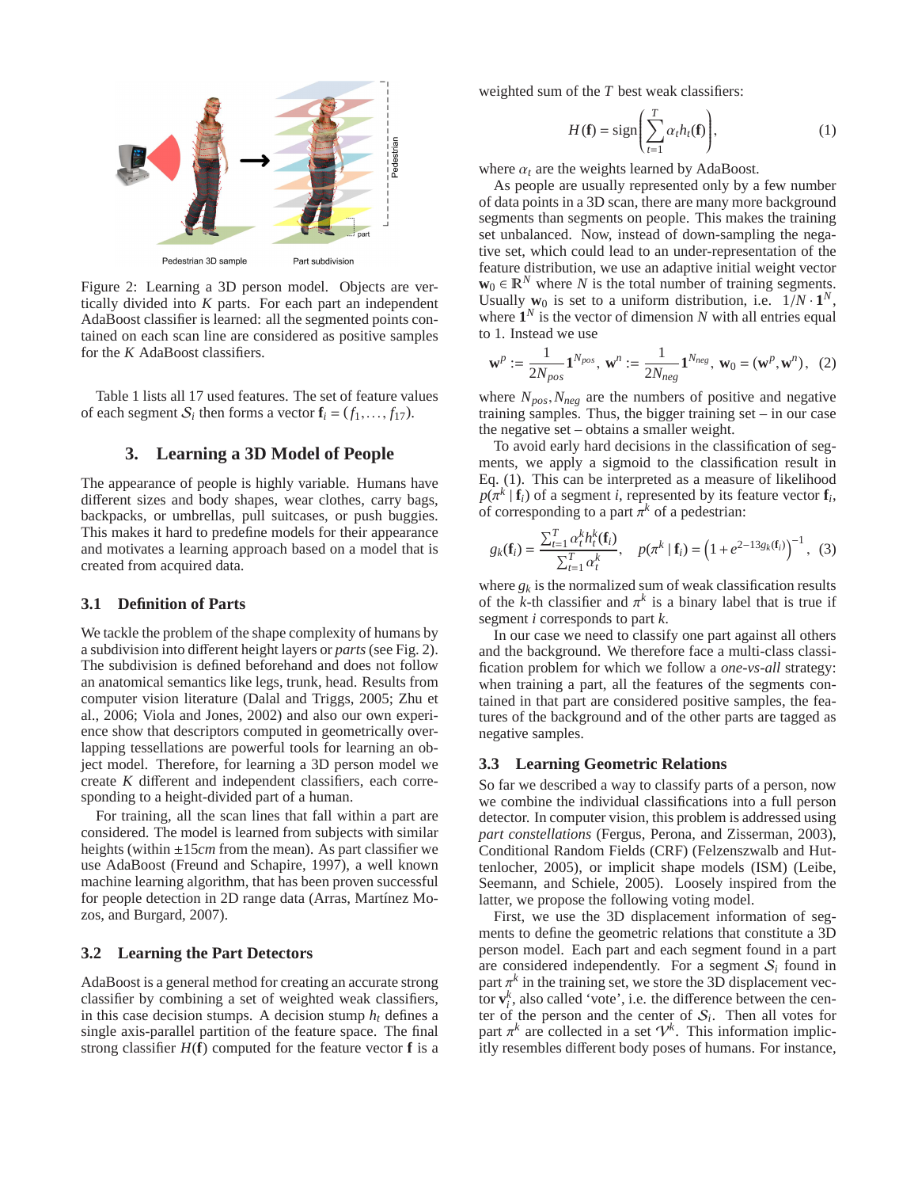Figure 2: Learning a 3D person model. Objects are vertically divided into $K$ parts. For each part an independent AdaBoost classifier is learned: all the segmented points contained on each scan line are considered as positive samples for the $K$ AdaBoost classifiers.

Table 1 lists all 17 used features. The set of feature values of each segment $\mathcal{S}_i$ then forms a vector $\mathbf{f}_i = (f_1, \ldots, f_{17})$.

## 3. Learning a 3D Model of People

The appearance of people is highly variable. Humans have different sizes and body shapes, wear clothes, carry bags, backpacks, or umbrellas, pull suitcases, or push buggies. This makes it hard to predefine models for their appearance and motivates a learning approach based on a model that is created from acquired data.

### 3.1 Definition of Parts

We tackle the problem of the shape complexity of humans by a subdivision into different height layers or *parts* (see Fig. 2). The subdivision is defined beforehand and does not follow an anatomical semantics like legs, trunk, head. Results from computer vision literature (Dalal and Triggs, 2005; Zhu et al., 2006; Viola and Jones, 2002) and also our own experience show that descriptors computed in geometrically overlapping tessellations are powerful tools for learning an object model. Therefore, for learning a 3D person model we create $K$ different and independent classifiers, each corresponding to a height-divided part of a human.

For training, all the scan lines that fall within a part are considered. The model is learned from subjects with similar heights (within $\pm 15cm$ from the mean). As part classifier we use AdaBoost (Freund and Schapire, 1997), a well known machine learning algorithm, that has been proven successful for people detection in 2D range data (Arras, Martínez Mozos, and Burgard, 2007).

### 3.2 Learning the Part Detectors

AdaBoost is a general method for creating an accurate strong classifier by combining a set of weighted weak classifiers, in this case decision stumps. A decision stump $h_t$ defines a single axis-parallel partition of the feature space. The final strong classifier $H(\mathbf{f})$ computed for the feature vector $\mathbf{f}$ is a weighted sum of the $T$ best weak classifiers:

$$H(\mathbf{f}) = \text{sign}\left(\sum_{t=1}^{T} \alpha_t h_t(\mathbf{f})\right), \quad (1)$$

where $\alpha_t$ are the weights learned by AdaBoost.

As people are usually represented only by a few number of data points in a 3D scan, there are many more background segments than segments on people. This makes the training set unbalanced. Now, instead of down-sampling the negative set, which could lead to an under-representation of the feature distribution, we use an adaptive initial weight vector $\mathbf{w}_0 \in \mathbb{R}^N$ where $N$ is the total number of training segments. Usually $\mathbf{w}_0$ is set to a uniform distribution, i.e. $1/N \cdot \mathbf{1}^N$, where $\mathbf{1}^N$ is the vector of dimension $N$ with all entries equal to 1. Instead we use

$$\mathbf{w}^p := \frac{1}{2N_{pos}} \mathbf{1}^{N_{pos}}, \; \mathbf{w}^n := \frac{1}{2N_{neg}} \mathbf{1}^{N_{neg}}, \; \mathbf{w}_0 = (\mathbf{w}^p, \mathbf{w}^n), \quad (2)$$

where $N_{pos}, N_{neg}$ are the numbers of positive and negative training samples. Thus, the bigger training set – in our case the negative set – obtains a smaller weight.

To avoid early hard decisions in the classification of segments, we apply a sigmoid to the classification result in Eq. (1). This can be interpreted as a measure of likelihood $p(\pi^k \mid \mathbf{f}_i)$ of a segment $i$, represented by its feature vector $\mathbf{f}_i$, of corresponding to a part $\pi^k$ of a pedestrian:

$$g_k(\mathbf{f}_i) = \frac{\sum_{t=1}^{T} \alpha_t^k h_t^k(\mathbf{f}_i)}{\sum_{t=1}^{T} \alpha_t^k}, \quad p(\pi^k \mid \mathbf{f}_i) = \left(1 + e^{2-13 g_k(\mathbf{f}_i)}\right)^{-1}, \quad (3)$$

where $g_k$ is the normalized sum of weak classification results of the $k$-th classifier and $\pi^k$ is a binary label that is true if segment $i$ corresponds to part $k$.

In our case we need to classify one part against all others and the background. We therefore face a multi-class classification problem for which we follow a *one-vs-all* strategy: when training a part, all the features of the segments contained in that part are considered positive samples, the features of the background and of the other parts are tagged as negative samples.

### 3.3 Learning Geometric Relations

So far we described a way to classify parts of a person, now we combine the individual classifications into a full person detector. In computer vision, this problem is addressed using *part constellations* (Fergus, Perona, and Zisserman, 2003), Conditional Random Fields (CRF) (Felzenszwalb and Huttenlocher, 2005), or implicit shape models (ISM) (Leibe, Seemann, and Schiele, 2005). Loosely inspired from the latter, we propose the following voting model.

First, we use the 3D displacement information of segments to define the geometric relations that constitute a 3D person model. Each part and each segment found in a part are considered independently. For a segment $\mathcal{S}_i$ found in part $\pi^k$ in the training set, we store the 3D displacement vector $\mathbf{v}_i^k$, also called 'vote', i.e. the difference between the center of the person and the center of $\mathcal{S}_i$. Then all votes for part $\pi^k$ are collected in a set $\mathcal{V}^k$. This information implicitly resembles different body poses of humans. For instance,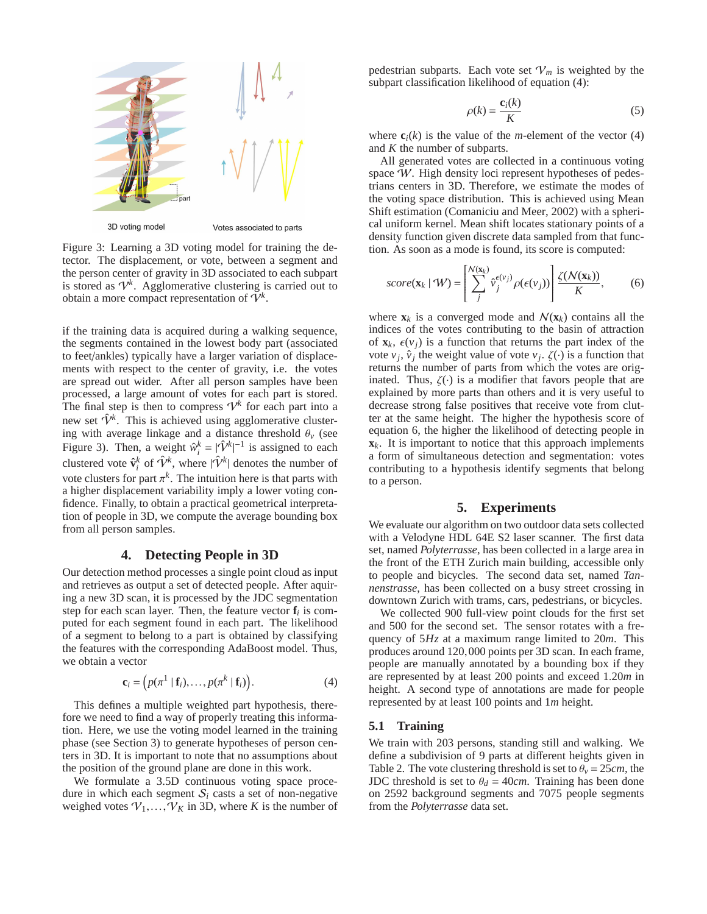Figure 3: Learning a 3D voting model for training the detector. The displacement, or vote, between a segment and the person center of gravity in 3D associated to each subpart is stored as $\mathcal{V}^k$. Agglomerative clustering is carried out to obtain a more compact representation of $\mathcal{V}^k$.

if the training data is acquired during a walking sequence, the segments contained in the lowest body part (associated to feet/ankles) typically have a larger variation of displacements with respect to the center of gravity, i.e. the votes are spread out wider. After all person samples have been processed, a large amount of votes for each part is stored. The final step is then to compress $\mathcal{V}^k$ for each part into a new set $\hat{\mathcal{V}}^k$. This is achieved using agglomerative clustering with average linkage and a distance threshold $\theta_v$ (see Figure 3). Then, a weight $\hat{w}_i^k = |\hat{\mathcal{V}}^k|^{-1}$ is assigned to each clustered vote $\hat{\mathbf{v}}_i^k$ of $\hat{\mathcal{V}}^k$, where $|\hat{\mathcal{V}}^k|$ denotes the number of vote clusters for part $\pi^k$. The intuition here is that parts with a higher displacement variability imply a lower voting confidence. Finally, to obtain a practical geometrical interpretation of people in 3D, we compute the average bounding box from all person samples.

## 4. Detecting People in 3D

Our detection method processes a single point cloud as input and retrieves as output a set of detected people. After acquiring a new 3D scan, it is processed by the JDC segmentation step for each scan layer. Then, the feature vector $\mathbf{f}_i$ is computed for each segment found in each part. The likelihood of a segment to belong to a part is obtained by classifying the features with the corresponding AdaBoost model. Thus, we obtain a vector

$$\mathbf{c}_i = \left(p(\pi^1 \mid \mathbf{f}_i), \ldots, p(\pi^k \mid \mathbf{f}_i)\right). \tag{4}$$

This defines a multiple weighted part hypothesis, therefore we need to find a way of properly treating this information. Here, we use the voting model learned in the training phase (see Section 3) to generate hypotheses of person centers in 3D. It is important to note that no assumptions about the position of the ground plane are done in this work.

We formulate a 3.5D continuous voting space procedure in which each segment $\mathcal{S}_i$ casts a set of non-negative weighed votes $\mathcal{V}_1, \ldots, \mathcal{V}_K$ in 3D, where $K$ is the number of pedestrian subparts. Each vote set $\mathcal{V}_m$ is weighted by the subpart classification likelihood of equation (4):

$$\rho(k) = \frac{\mathbf{c}_i(k)}{K} \tag{5}$$

where $\mathbf{c}_i(k)$ is the value of the $m$-element of the vector (4) and $K$ the number of subparts.

All generated votes are collected in a continuous voting space $\mathcal{W}$. High density loci represent hypotheses of pedestrians centers in 3D. Therefore, we estimate the modes of the voting space distribution. This is achieved using Mean Shift estimation (Comaniciu and Meer, 2002) with a spherical uniform kernel. Mean shift locates stationary points of a density function given discrete data sampled from that function. As soon as a mode is found, its score is computed:

$$score(\mathbf{x}_k \mid \mathcal{W}) = \left[\sum_{j}^{\mathcal{N}(\mathbf{x}_k)} \hat{v}_j^{\epsilon(v_j)} \rho(\epsilon(v_j))\right] \frac{\zeta(\mathcal{N}(\mathbf{x}_k))}{K}, \tag{6}$$

where $\mathbf{x}_k$ is a converged mode and $\mathcal{N}(\mathbf{x}_k)$ contains all the indices of the votes contributing to the basin of attraction of $\mathbf{x}_k$, $\epsilon(v_j)$ is a function that returns the part index of the vote $v_j$, $\hat{v}_j$ the weight value of vote $v_j$. $\zeta(\cdot)$ is a function that returns the number of parts from which the votes are originated. Thus, $\zeta(\cdot)$ is a modifier that favors people that are explained by more parts than others and it is very useful to decrease strong false positives that receive vote from clutter at the same height. The higher the hypothesis score of equation 6, the higher the likelihood of detecting people in $\mathbf{x}_k$. It is important to notice that this approach implements a form of simultaneous detection and segmentation: votes contributing to a hypothesis identify segments that belong to a person.

## 5. Experiments

We evaluate our algorithm on two outdoor data sets collected with a Velodyne HDL 64E S2 laser scanner. The first data set, named *Polyterrasse*, has been collected in a large area in the front of the ETH Zurich main building, accessible only to people and bicycles. The second data set, named *Tannenstrasse*, has been collected on a busy street crossing in downtown Zurich with trams, cars, pedestrians, or bicycles.

We collected 900 full-view point clouds for the first set and 500 for the second set. The sensor rotates with a frequency of $5Hz$ at a maximum range limited to $20m$. This produces around $120,000$ points per 3D scan. In each frame, people are manually annotated by a bounding box if they are represented by at least 200 points and exceed $1.20m$ in height. A second type of annotations are made for people represented by at least 100 points and $1m$ height.

### 5.1 Training

We train with 203 persons, standing still and walking. We define a subdivision of 9 parts at different heights given in Table 2. The vote clustering threshold is set to $\theta_v = 25cm$, the JDC threshold is set to $\theta_d = 40cm$. Training has been done on 2592 background segments and 7075 people segments from the *Polyterrasse* data set.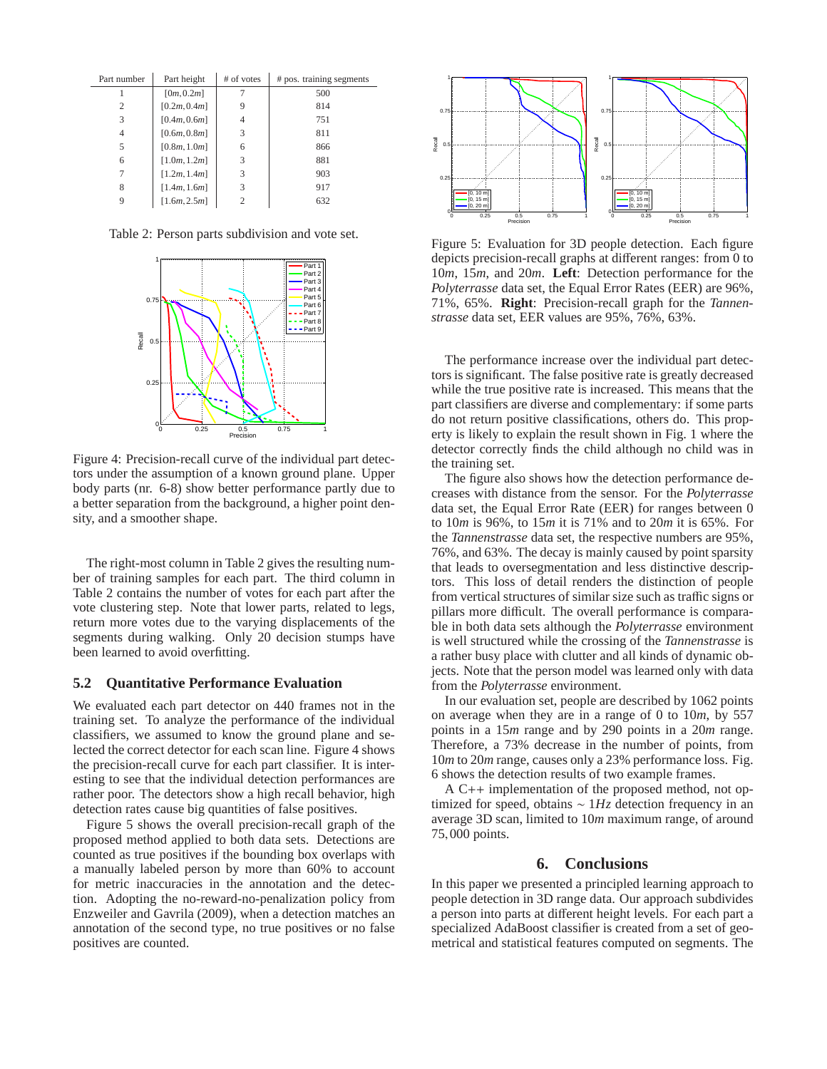| Part number | Part height | # of votes | # pos. training segments |
|---|---|---|---|
| 1 | $[0m, 0.2m]$ | 7 | 500 |
| 2 | $[0.2m, 0.4m]$ | 9 | 814 |
| 3 | $[0.4m, 0.6m]$ | 4 | 751 |
| 4 | $[0.6m, 0.8m]$ | 3 | 811 |
| 5 | $[0.8m, 1.0m]$ | 6 | 866 |
| 6 | $[1.0m, 1.2m]$ | 3 | 881 |
| 7 | $[1.2m, 1.4m]$ | 3 | 903 |
| 8 | $[1.4m, 1.6m]$ | 3 | 917 |
| 9 | $[1.6m, 2.5m]$ | 2 | 632 |

Table 2: Person parts subdivision and vote set.

Figure 4: Precision-recall curve of the individual part detectors under the assumption of a known ground plane. Upper body parts (nr. 6-8) show better performance partly due to a better separation from the background, a higher point density, and a smoother shape.

The right-most column in Table 2 gives the resulting number of training samples for each part. The third column in Table 2 contains the number of votes for each part after the vote clustering step. Note that lower parts, related to legs, return more votes due to the varying displacements of the segments during walking. Only 20 decision stumps have been learned to avoid overfitting.

### 5.2 Quantitative Performance Evaluation

We evaluated each part detector on 440 frames not in the training set. To analyze the performance of the individual classifiers, we assumed to know the ground plane and selected the correct detector for each scan line. Figure 4 shows the precision-recall curve for each part classifier. It is interesting to see that the individual detection performances are rather poor. The detectors show a high recall behavior, high detection rates cause big quantities of false positives.

Figure 5 shows the overall precision-recall graph of the proposed method applied to both data sets. Detections are counted as true positives if the bounding box overlaps with a manually labeled person by more than 60% to account for metric inaccuracies in the annotation and the detection. Adopting the no-reward-no-penalization policy from Enzweiler and Gavrila (2009), when a detection matches an annotation of the second type, no true positives or no false positives are counted.

Figure 5: Evaluation for 3D people detection. Each figure depicts precision-recall graphs at different ranges: from 0 to 10*m*, 15*m*, and 20*m*. **Left**: Detection performance for the *Polyterrasse* data set, the Equal Error Rates (EER) are 96%, 71%, 65%. **Right**: Precision-recall graph for the *Tannenstrasse* data set, EER values are 95%, 76%, 63%.

The performance increase over the individual part detectors is significant. The false positive rate is greatly decreased while the true positive rate is increased. This means that the part classifiers are diverse and complementary: if some parts do not return positive classifications, others do. This property is likely to explain the result shown in Fig. 1 where the detector correctly finds the child although no child was in the training set.

The figure also shows how the detection performance decreases with distance from the sensor. For the *Polyterrasse* data set, the Equal Error Rate (EER) for ranges between 0 to 10*m* is 96%, to 15*m* it is 71% and to 20*m* it is 65%. For the *Tannenstrasse* data set, the respective numbers are 95%, 76%, and 63%. The decay is mainly caused by point sparsity that leads to oversegmentation and less distinctive descriptors. This loss of detail renders the distinction of people from vertical structures of similar size such as traffic signs or pillars more difficult. The overall performance is comparable in both data sets although the *Polyterrasse* environment is well structured while the crossing of the *Tannenstrasse* is a rather busy place with clutter and all kinds of dynamic objects. Note that the person model was learned only with data from the *Polyterrasse* environment.

In our evaluation set, people are described by 1062 points on average when they are in a range of 0 to 10*m*, by 557 points in a 15*m* range and by 290 points in a 20*m* range. Therefore, a 73% decrease in the number of points, from 10*m* to 20*m* range, causes only a 23% performance loss. Fig. 6 shows the detection results of two example frames.

A C++ implementation of the proposed method, not optimized for speed, obtains $\sim 1Hz$ detection frequency in an average 3D scan, limited to 10*m* maximum range, of around 75,000 points.

## 6. Conclusions

In this paper we presented a principled learning approach to people detection in 3D range data. Our approach subdivides a person into parts at different height levels. For each part a specialized AdaBoost classifier is created from a set of geometrical and statistical features computed on segments. The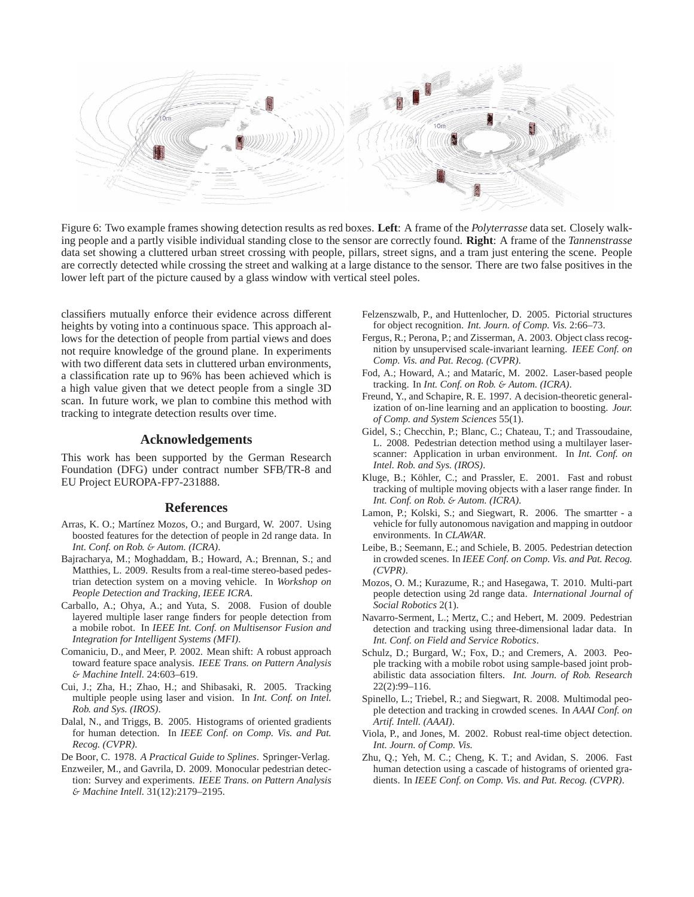Figure 6: Two example frames showing detection results as red boxes. **Left**: A frame of the *Polyterrasse* data set. Closely walking people and a partly visible individual standing close to the sensor are correctly found. **Right**: A frame of the *Tannenstrasse* data set showing a cluttered urban street crossing with people, pillars, street signs, and a tram just entering the scene. People are correctly detected while crossing the street and walking at a large distance to the sensor. There are two false positives in the lower left part of the picture caused by a glass window with vertical steel poles.

classifiers mutually enforce their evidence across different heights by voting into a continuous space. This approach allows for the detection of people from partial views and does not require knowledge of the ground plane. In experiments with two different data sets in cluttered urban environments, a classification rate up to 96% has been achieved which is a high value given that we detect people from a single 3D scan. In future work, we plan to combine this method with tracking to integrate detection results over time.

## Acknowledgements

This work has been supported by the German Research Foundation (DFG) under contract number SFB/TR-8 and EU Project EUROPA-FP7-231888.

## References

- Arras, K. O.; Martínez Mozos, O.; and Burgard, W. 2007. Using boosted features for the detection of people in 2d range data. In *Int. Conf. on Rob. & Autom. (ICRA)*.
- Bajracharya, M.; Moghaddam, B.; Howard, A.; Brennan, S.; and Matthies, L. 2009. Results from a real-time stereo-based pedestrian detection system on a moving vehicle. In *Workshop on People Detection and Tracking, IEEE ICRA*.
- Carballo, A.; Ohya, A.; and Yuta, S. 2008. Fusion of double layered multiple laser range finders for people detection from a mobile robot. In *IEEE Int. Conf. on Multisensor Fusion and Integration for Intelligent Systems (MFI)*.
- Comaniciu, D., and Meer, P. 2002. Mean shift: A robust approach toward feature space analysis. *IEEE Trans. on Pattern Analysis & Machine Intell.* 24:603–619.
- Cui, J.; Zha, H.; Zhao, H.; and Shibasaki, R. 2005. Tracking multiple people using laser and vision. In *Int. Conf. on Intel. Rob. and Sys. (IROS)*.
- Dalal, N., and Triggs, B. 2005. Histograms of oriented gradients for human detection. In *IEEE Conf. on Comp. Vis. and Pat. Recog. (CVPR)*.
- De Boor, C. 1978. *A Practical Guide to Splines*. Springer-Verlag.
- Enzweiler, M., and Gavrila, D. 2009. Monocular pedestrian detection: Survey and experiments. *IEEE Trans. on Pattern Analysis & Machine Intell.* 31(12):2179–2195.
- Felzenszwalb, P., and Huttenlocher, D. 2005. Pictorial structures for object recognition. *Int. Journ. of Comp. Vis.* 2:66–73.
- Fergus, R.; Perona, P.; and Zisserman, A. 2003. Object class recognition by unsupervised scale-invariant learning. *IEEE Conf. on Comp. Vis. and Pat. Recog. (CVPR)*.
- Fod, A.; Howard, A.; and Mataríc, M. 2002. Laser-based people tracking. In *Int. Conf. on Rob. & Autom. (ICRA)*.
- Freund, Y., and Schapire, R. E. 1997. A decision-theoretic generalization of on-line learning and an application to boosting. *Jour. of Comp. and System Sciences* 55(1).
- Gidel, S.; Checchin, P.; Blanc, C.; Chateau, T.; and Trassoudaine, L. 2008. Pedestrian detection method using a multilayer laserscanner: Application in urban environment. In *Int. Conf. on Intel. Rob. and Sys. (IROS)*.
- Kluge, B.; Köhler, C.; and Prassler, E. 2001. Fast and robust tracking of multiple moving objects with a laser range finder. In *Int. Conf. on Rob. & Autom. (ICRA)*.
- Lamon, P.; Kolski, S.; and Siegwart, R. 2006. The smartter - a vehicle for fully autonomous navigation and mapping in outdoor environments. In *CLAWAR*.
- Leibe, B.; Seemann, E.; and Schiele, B. 2005. Pedestrian detection in crowded scenes. In *IEEE Conf. on Comp. Vis. and Pat. Recog. (CVPR)*.
- Mozos, O. M.; Kurazume, R.; and Hasegawa, T. 2010. Multi-part people detection using 2d range data. *International Journal of Social Robotics* 2(1).
- Navarro-Serment, L.; Mertz, C.; and Hebert, M. 2009. Pedestrian detection and tracking using three-dimensional ladar data. In *Int. Conf. on Field and Service Robotics*.
- Schulz, D.; Burgard, W.; Fox, D.; and Cremers, A. 2003. People tracking with a mobile robot using sample-based joint probabilistic data association filters. *Int. Journ. of Rob. Research* 22(2):99–116.
- Spinello, L.; Triebel, R.; and Siegwart, R. 2008. Multimodal people detection and tracking in crowded scenes. In *AAAI Conf. on Artif. Intell. (AAAI)*.
- Viola, P., and Jones, M. 2002. Robust real-time object detection. *Int. Journ. of Comp. Vis.*
- Zhu, Q.; Yeh, M. C.; Cheng, K. T.; and Avidan, S. 2006. Fast human detection using a cascade of histograms of oriented gradients. In *IEEE Conf. on Comp. Vis. and Pat. Recog. (CVPR)*.